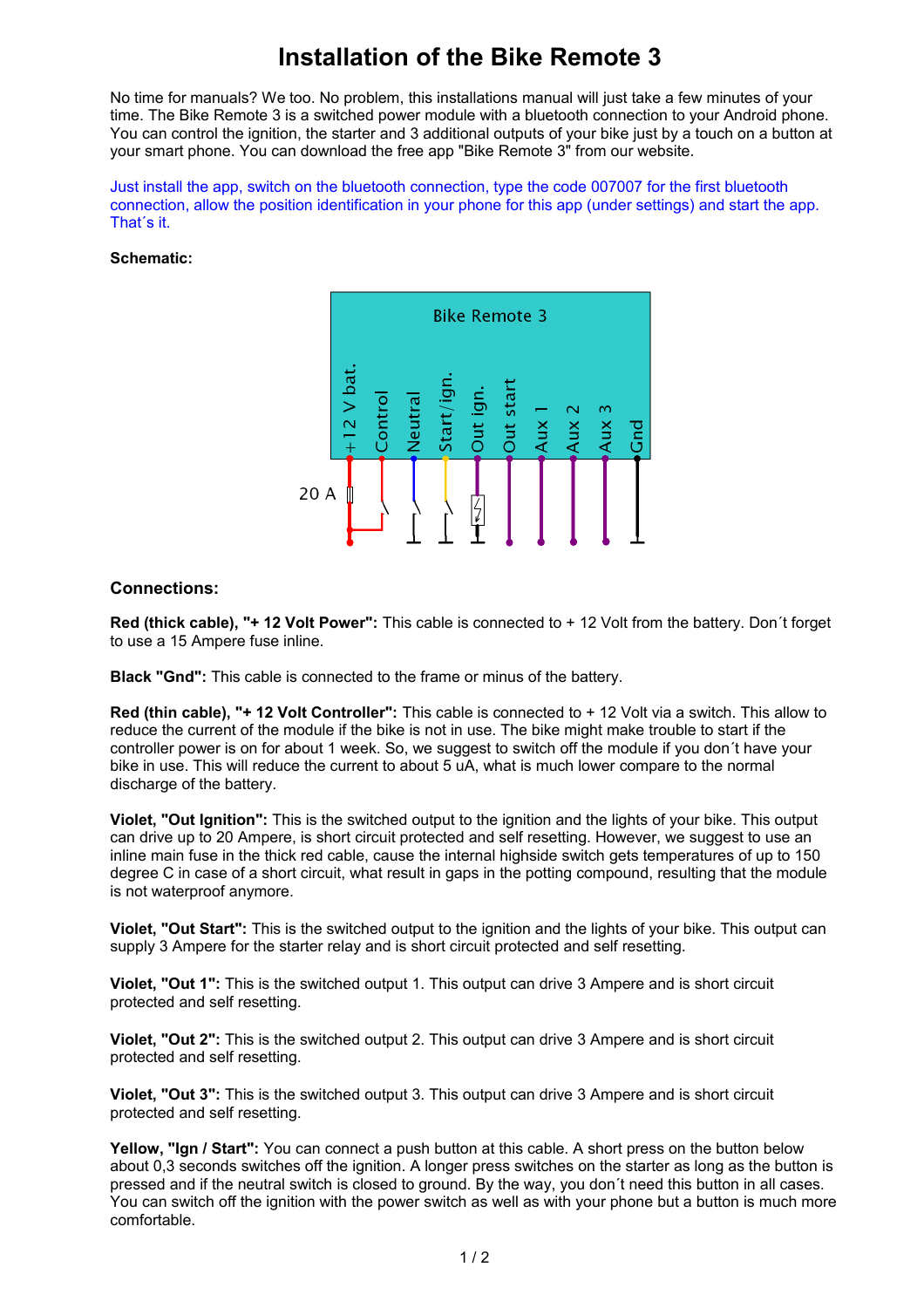# Installation of the Bike Remote 3

No time for manuals? We too. No problem, this installations manual will just take a few minutes of your time. The Bike Remote 3 is a switched power module with a bluetooth connection to your Android phone. You can control the ignition, the starter and 3 additional outputs of your bike just by a touch on a button at your smart phone. You can download the free app "Bike Remote 3" from our website.

Just install the app, switch on the bluetooth connection, type the code 007007 for the first bluetooth connection, allow the position identification in your phone for this app (under settings) and start the app. That´s it.

**Schematic:**

Bike Remote 3

+12 V bat. | Control | Neutral | Start/ign. | Out ign. | Out start | Aux 1 | Aux 2 | Aux 3 | Gnd

20 A

## Connections:

**Red (thick cable), "+ 12 Volt Power":** This cable is connected to + 12 Volt from the battery. Don´t forget to use a 15 Ampere fuse inline.

**Black "Gnd":** This cable is connected to the frame or minus of the battery.

**Red (thin cable), "+ 12 Volt Controller":** This cable is connected to + 12 Volt via a switch. This allow to reduce the current of the module if the bike is not in use. The bike might make trouble to start if the controller power is on for about 1 week. So, we suggest to switch off the module if you don´t have your bike in use. This will reduce the current to about 5 uA, what is much lower compare to the normal discharge of the battery.

**Violet, "Out Ignition":** This is the switched output to the ignition and the lights of your bike. This output can drive up to 20 Ampere, is short circuit protected and self resetting. However, we suggest to use an inline main fuse in the thick red cable, cause the internal highside switch gets temperatures of up to 150 degree C in case of a short circuit, what result in gaps in the potting compound, resulting that the module is not waterproof anymore.

**Violet, "Out Start":** This is the switched output to the ignition and the lights of your bike. This output can supply 3 Ampere for the starter relay and is short circuit protected and self resetting.

**Violet, "Out 1":** This is the switched output 1. This output can drive 3 Ampere and is short circuit protected and self resetting.

**Violet, "Out 2":** This is the switched output 2. This output can drive 3 Ampere and is short circuit protected and self resetting.

**Violet, "Out 3":** This is the switched output 3. This output can drive 3 Ampere and is short circuit protected and self resetting.

**Yellow, "Ign / Start":** You can connect a push button at this cable. A short press on the button below about 0,3 seconds switches off the ignition. A longer press switches on the starter as long as the button is pressed and if the neutral switch is closed to ground. By the way, you don´t need this button in all cases. You can switch off the ignition with the power switch as well as with your phone but a button is much more comfortable.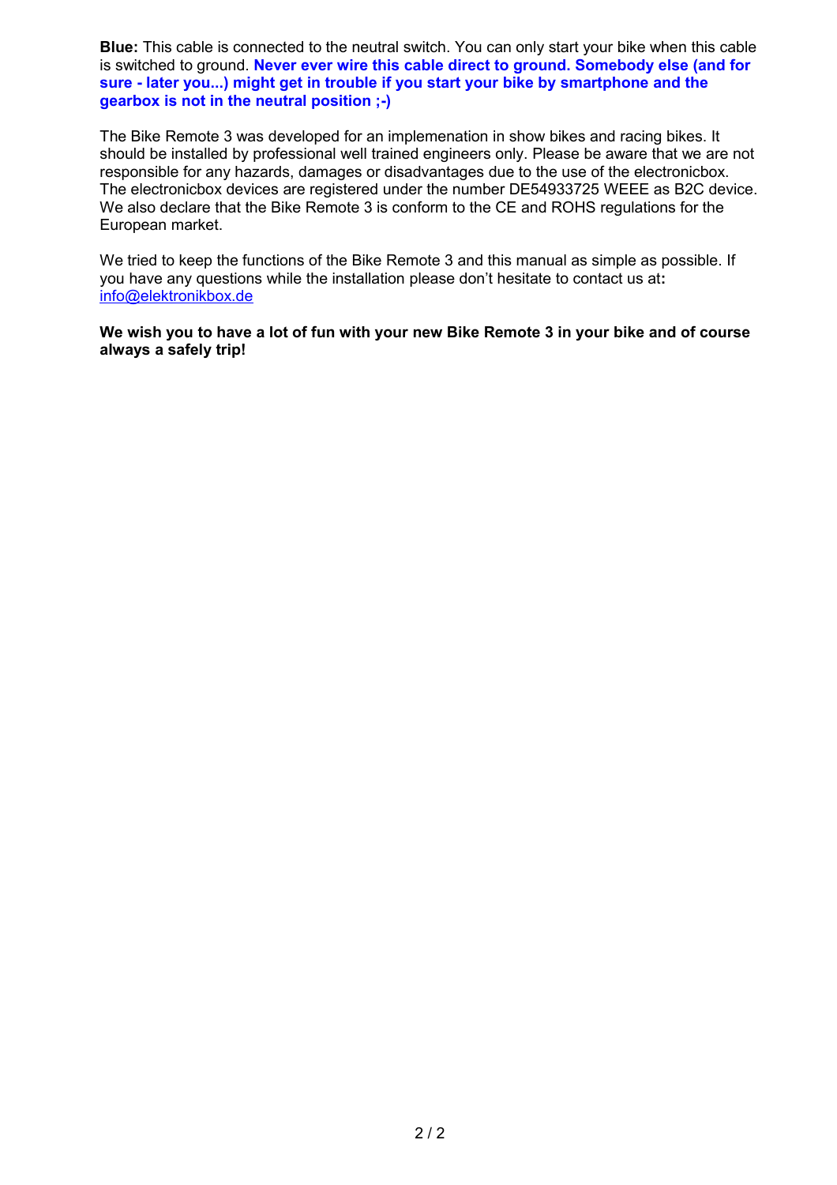**Blue:** This cable is connected to the neutral switch. You can only start your bike when this cable is switched to ground. **Never ever wire this cable direct to ground. Somebody else (and for sure - later you...) might get in trouble if you start your bike by smartphone and the gearbox is not in the neutral position ;-)**

The Bike Remote 3 was developed for an implemenation in show bikes and racing bikes. It should be installed by professional well trained engineers only. Please be aware that we are not responsible for any hazards, damages or disadvantages due to the use of the electronicbox. The electronicbox devices are registered under the number DE54933725 WEEE as B2C device. We also declare that the Bike Remote 3 is conform to the CE and ROHS regulations for the European market.

We tried to keep the functions of the Bike Remote 3 and this manual as simple as possible. If you have any questions while the installation please don't hesitate to contact us at**:** info@elektronikbox.de

**We wish you to have a lot of fun with your new Bike Remote 3 in your bike and of course always a safely trip!**